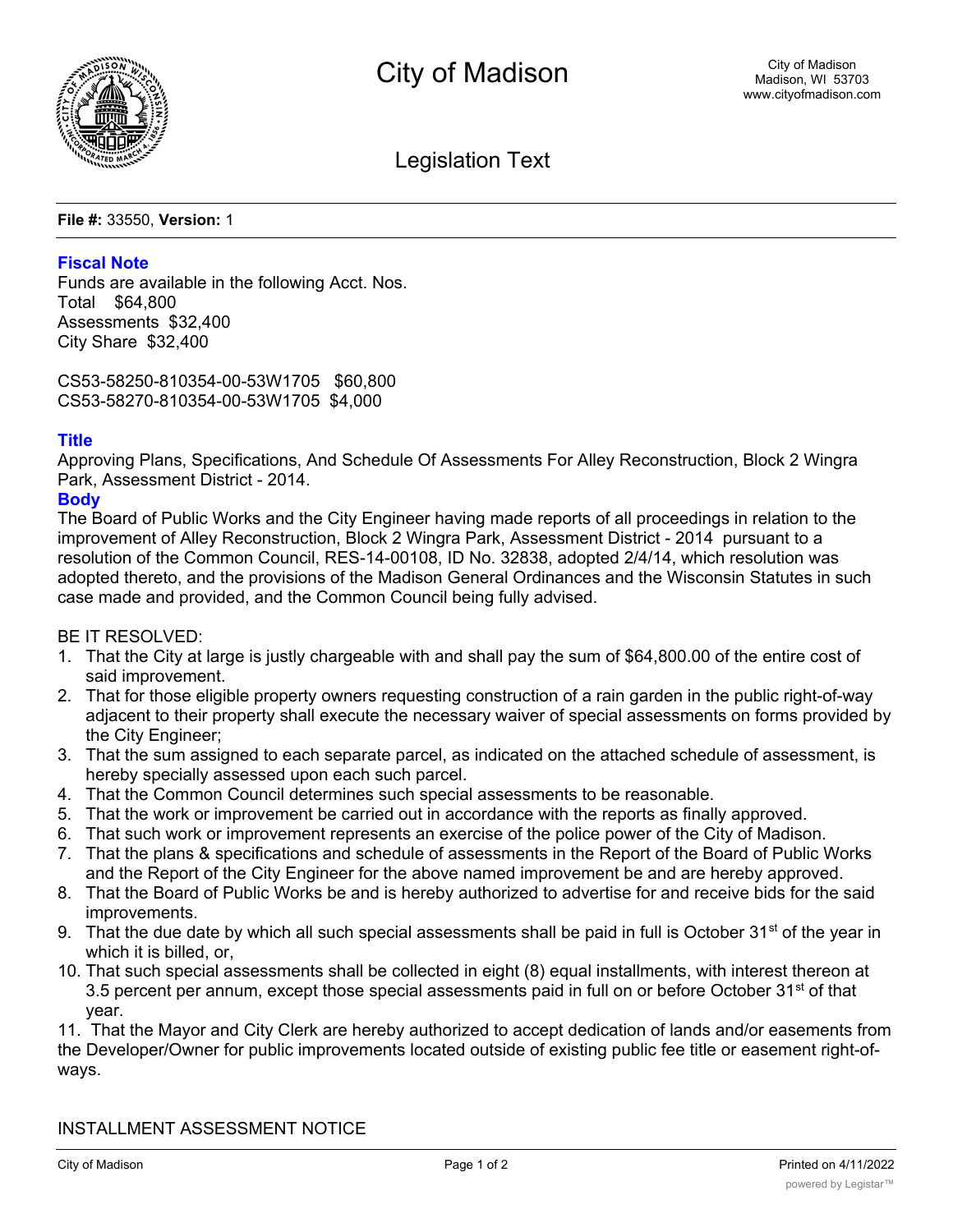# City of Madison

City of Madison
Madison, WI 53703
www.cityofmadison.com

## Legislation Text

**File #:** 33550, **Version:** 1

### Fiscal Note

Funds are available in the following Acct. Nos.
Total $64,800
Assessments $32,400
City Share $32,400

CS53-58250-810354-00-53W1705 $60,800
CS53-58270-810354-00-53W1705 $4,000

### Title

Approving Plans, Specifications, And Schedule Of Assessments For Alley Reconstruction, Block 2 Wingra Park, Assessment District - 2014.

### Body

The Board of Public Works and the City Engineer having made reports of all proceedings in relation to the improvement of Alley Reconstruction, Block 2 Wingra Park, Assessment District - 2014 pursuant to a resolution of the Common Council, RES-14-00108, ID No. 32838, adopted 2/4/14, which resolution was adopted thereto, and the provisions of the Madison General Ordinances and the Wisconsin Statutes in such case made and provided, and the Common Council being fully advised.

BE IT RESOLVED:

1. That the City at large is justly chargeable with and shall pay the sum of $64,800.00 of the entire cost of said improvement.
2. That for those eligible property owners requesting construction of a rain garden in the public right-of-way adjacent to their property shall execute the necessary waiver of special assessments on forms provided by the City Engineer;
3. That the sum assigned to each separate parcel, as indicated on the attached schedule of assessment, is hereby specially assessed upon each such parcel.
4. That the Common Council determines such special assessments to be reasonable.
5. That the work or improvement be carried out in accordance with the reports as finally approved.
6. That such work or improvement represents an exercise of the police power of the City of Madison.
7. That the plans & specifications and schedule of assessments in the Report of the Board of Public Works and the Report of the City Engineer for the above named improvement be and are hereby approved.
8. That the Board of Public Works be and is hereby authorized to advertise for and receive bids for the said improvements.
9. That the due date by which all such special assessments shall be paid in full is October 31st of the year in which it is billed, or,
10. That such special assessments shall be collected in eight (8) equal installments, with interest thereon at 3.5 percent per annum, except those special assessments paid in full on or before October 31st of that year.
11. That the Mayor and City Clerk are hereby authorized to accept dedication of lands and/or easements from the Developer/Owner for public improvements located outside of existing public fee title or easement right-of-ways.

INSTALLMENT ASSESSMENT NOTICE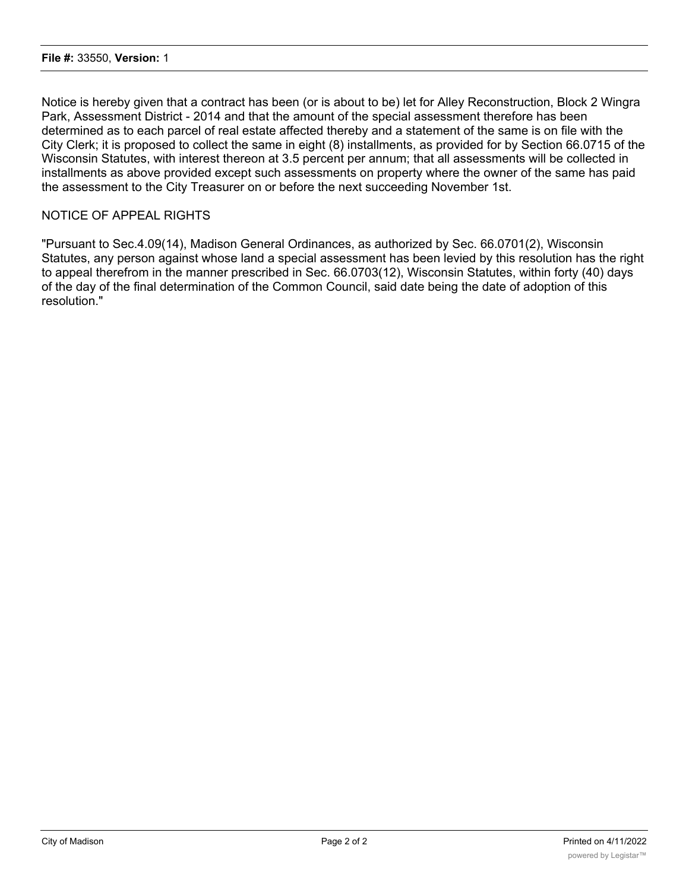Notice is hereby given that a contract has been (or is about to be) let for Alley Reconstruction, Block 2 Wingra Park, Assessment District - 2014 and that the amount of the special assessment therefore has been determined as to each parcel of real estate affected thereby and a statement of the same is on file with the City Clerk; it is proposed to collect the same in eight (8) installments, as provided for by Section 66.0715 of the Wisconsin Statutes, with interest thereon at 3.5 percent per annum; that all assessments will be collected in installments as above provided except such assessments on property where the owner of the same has paid the assessment to the City Treasurer on or before the next succeeding November 1st.

NOTICE OF APPEAL RIGHTS

"Pursuant to Sec.4.09(14), Madison General Ordinances, as authorized by Sec. 66.0701(2), Wisconsin Statutes, any person against whose land a special assessment has been levied by this resolution has the right to appeal therefrom in the manner prescribed in Sec. 66.0703(12), Wisconsin Statutes, within forty (40) days of the day of the final determination of the Common Council, said date being the date of adoption of this resolution."